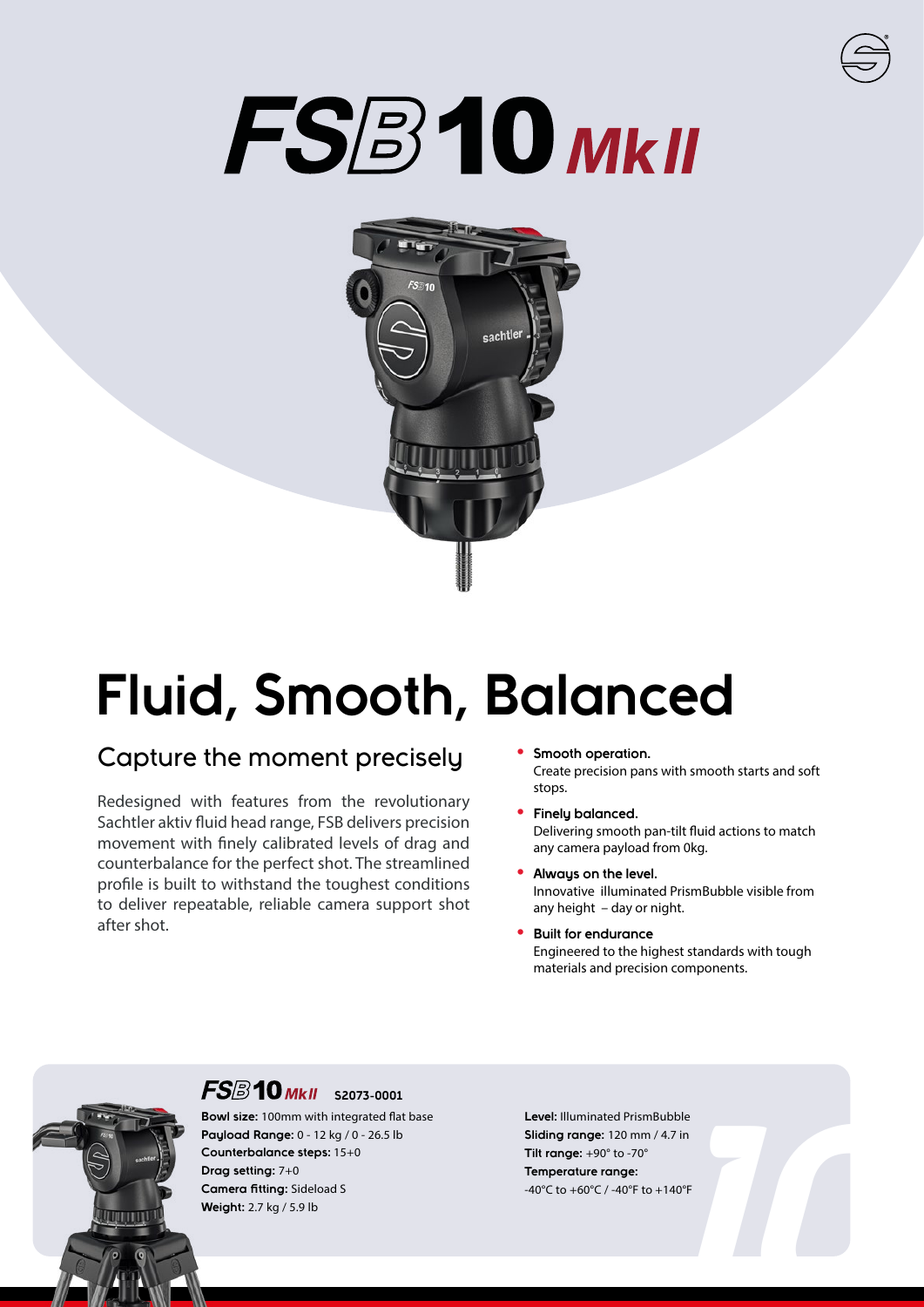# FSB 10 MkII

# Fluid, Smooth, Balanced

## Capture the moment precisely

Redesigned with features from the revolutionary Sachtler aktiv fluid head range, FSB delivers precision movement with finely calibrated levels of drag and counterbalance for the perfect shot. The streamlined profile is built to withstand the toughest conditions to deliver repeatable, reliable camera support shot after shot.

- **Smooth operation.**
  Create precision pans with smooth starts and soft stops.
- **Finely balanced.**
  Delivering smooth pan-tilt fluid actions to match any camera payload from 0kg.
- **Always on the level.**
  Innovative illuminated PrismBubble visible from any height – day or night.
- **Built for endurance**
  Engineered to the highest standards with tough materials and precision components.

### FSB 10 MkII S2073-0001

**Bowl size:** 100mm with integrated flat base
**Payload Range:** 0 - 12 kg / 0 - 26.5 lb
**Counterbalance steps:** 15+0
**Drag setting:** 7+0
**Camera fitting:** Sideload S
**Weight:** 2.7 kg / 5.9 lb

**Level:** Illuminated PrismBubble
**Sliding range:** 120 mm / 4.7 in
**Tilt range:** +90° to -70°
**Temperature range:**
-40°C to +60°C / -40°F to +140°F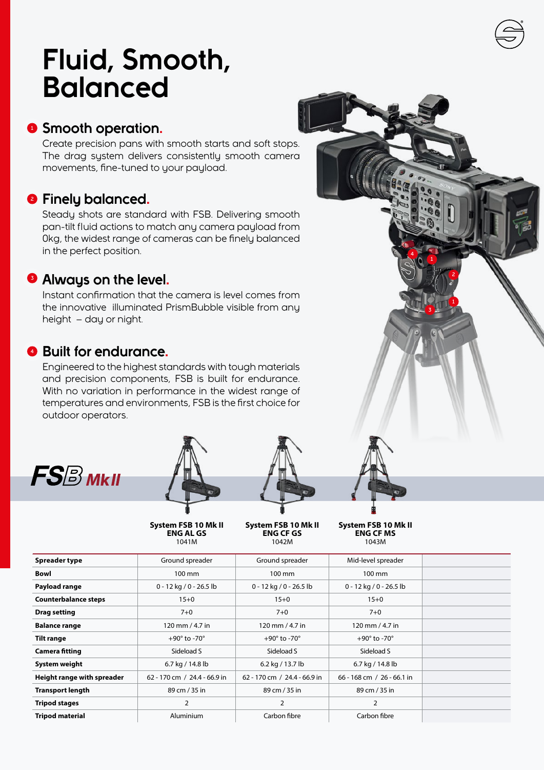# Fluid, Smooth, Balanced

## 1 Smooth operation.

Create precision pans with smooth starts and soft stops. The drag system delivers consistently smooth camera movements, fine-tuned to your payload.

## 2 Finely balanced.

Steady shots are standard with FSB. Delivering smooth pan-tilt fluid actions to match any camera payload from 0kg, the widest range of cameras can be finely balanced in the perfect position.

## 3 Always on the level.

Instant confirmation that the camera is level comes from the innovative illuminated PrismBubble visible from any height – day or night.

## 4 Built for endurance.

Engineered to the highest standards with tough materials and precision components, FSB is built for endurance. With no variation in performance in the widest range of temperatures and environments, FSB is the first choice for outdoor operators.

**FSB MkII**

| | **System FSB 10 Mk II ENG AL GS** 1041M | **System FSB 10 Mk II ENG CF GS** 1042M | **System FSB 10 Mk II ENG CF MS** 1043M |
|---|---|---|---|
| **Spreader type** | Ground spreader | Ground spreader | Mid-level spreader |
| **Bowl** | 100 mm | 100 mm | 100 mm |
| **Payload range** | 0 - 12 kg / 0 - 26.5 lb | 0 - 12 kg / 0 - 26.5 lb | 0 - 12 kg / 0 - 26.5 lb |
| **Counterbalance steps** | 15+0 | 15+0 | 15+0 |
| **Drag setting** | 7+0 | 7+0 | 7+0 |
| **Balance range** | 120 mm / 4.7 in | 120 mm / 4.7 in | 120 mm / 4.7 in |
| **Tilt range** | +90° to -70° | +90° to -70° | +90° to -70° |
| **Camera fitting** | Sideload S | Sideload S | Sideload S |
| **System weight** | 6.7 kg / 14.8 lb | 6.2 kg / 13.7 lb | 6.7 kg / 14.8 lb |
| **Height range with spreader** | 62 - 170 cm / 24.4 - 66.9 in | 62 - 170 cm / 24.4 - 66.9 in | 66 - 168 cm / 26 - 66.1 in |
| **Transport length** | 89 cm / 35 in | 89 cm / 35 in | 89 cm / 35 in |
| **Tripod stages** | 2 | 2 | 2 |
| **Tripod material** | Aluminium | Carbon fibre | Carbon fibre |